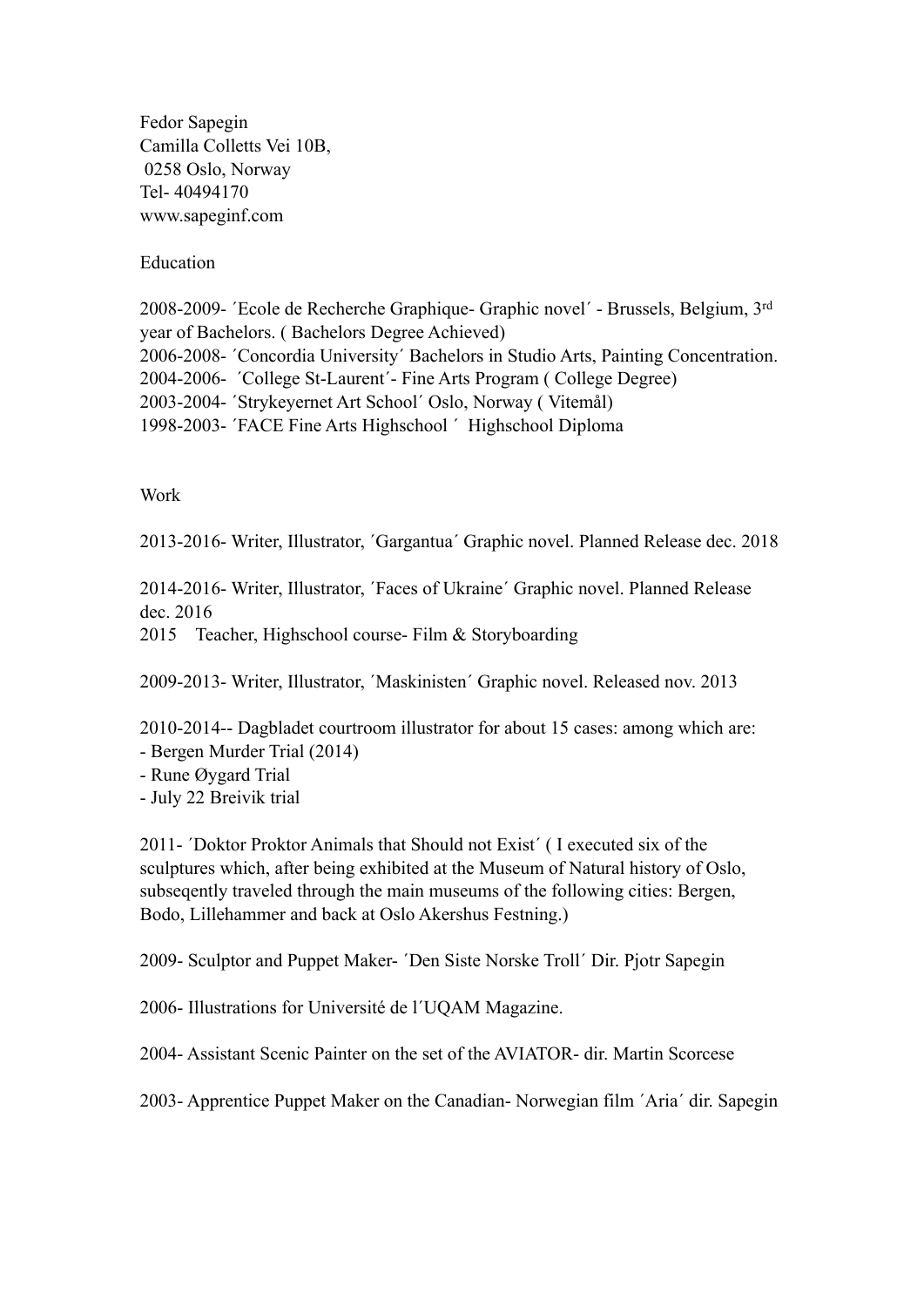Fedor Sapegin
Camilla Colletts Vei 10B,
0258 Oslo, Norway
Tel- 40494170
www.sapeginf.com

## Education

2008-2009- ´Ecole de Recherche Graphique- Graphic novel´ - Brussels, Belgium, 3rd year of Bachelors. ( Bachelors Degree Achieved)
2006-2008- ´Concordia University´ Bachelors in Studio Arts, Painting Concentration.
2004-2006- ´College St-Laurent´- Fine Arts Program ( College Degree)
2003-2004- ´Strykeyernet Art School´ Oslo, Norway ( Vitemål)
1998-2003- ´FACE Fine Arts Highschool ´ Highschool Diploma

## Work

2013-2016- Writer, Illustrator, ´Gargantua´ Graphic novel. Planned Release dec. 2018

2014-2016- Writer, Illustrator, ´Faces of Ukraine´ Graphic novel. Planned Release dec. 2016
2015 Teacher, Highschool course- Film & Storyboarding

2009-2013- Writer, Illustrator, ´Maskinisten´ Graphic novel. Released nov. 2013

2010-2014-- Dagbladet courtroom illustrator for about 15 cases: among which are:
- Bergen Murder Trial (2014)
- Rune Øygard Trial
- July 22 Breivik trial

2011- ´Doktor Proktor Animals that Should not Exist´ ( I executed six of the sculptures which, after being exhibited at the Museum of Natural history of Oslo, subseqently traveled through the main museums of the following cities: Bergen, Bodo, Lillehammer and back at Oslo Akershus Festning.)

2009- Sculptor and Puppet Maker- ´Den Siste Norske Troll´ Dir. Pjotr Sapegin

2006- Illustrations for Université de l´UQAM Magazine.

2004- Assistant Scenic Painter on the set of the AVIATOR- dir. Martin Scorcese

2003- Apprentice Puppet Maker on the Canadian- Norwegian film ´Aria´ dir. Sapegin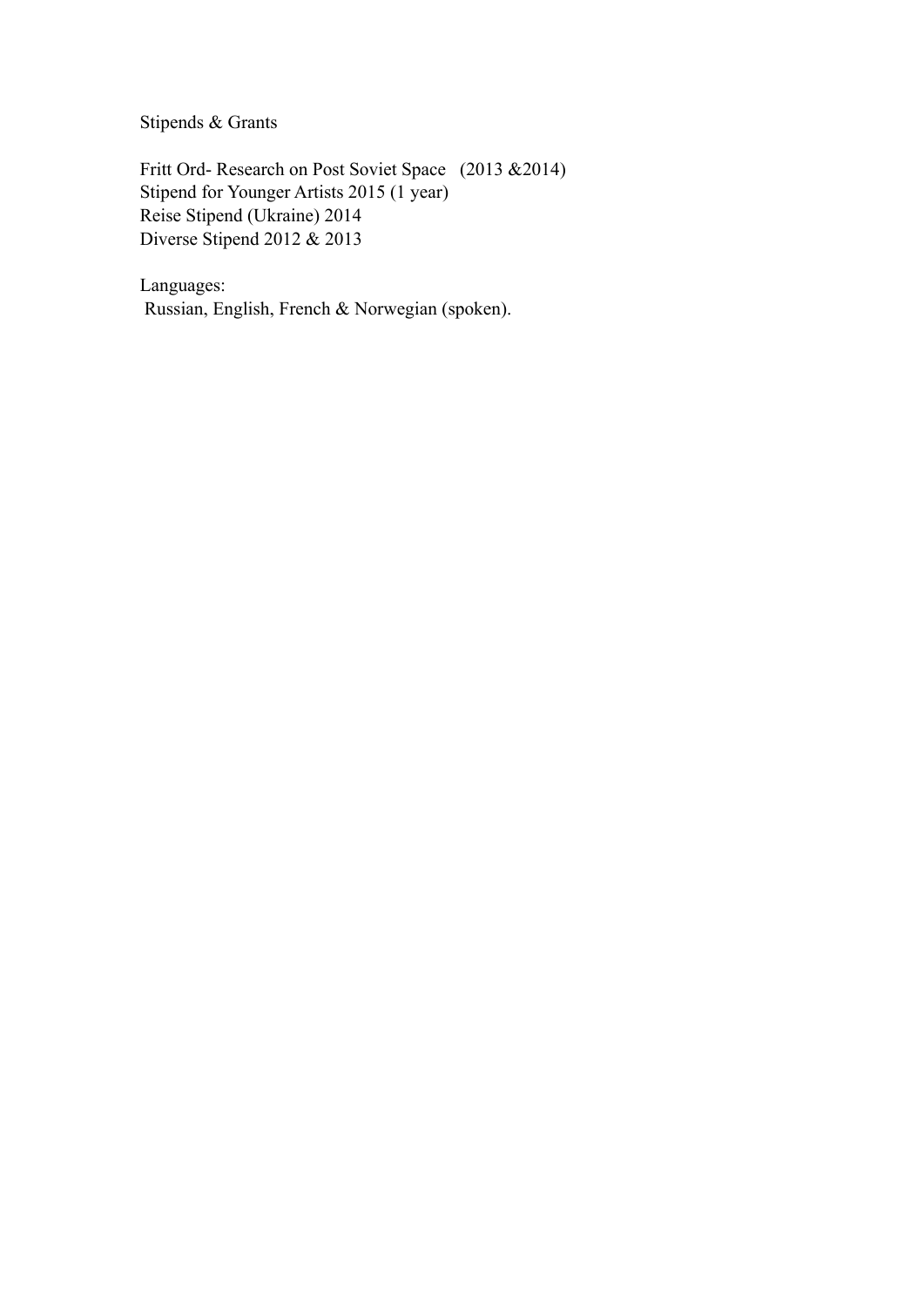Stipends & Grants

Fritt Ord- Research on Post Soviet Space (2013 &2014)
Stipend for Younger Artists 2015 (1 year)
Reise Stipend (Ukraine) 2014
Diverse Stipend 2012 & 2013

Languages:
Russian, English, French & Norwegian (spoken).